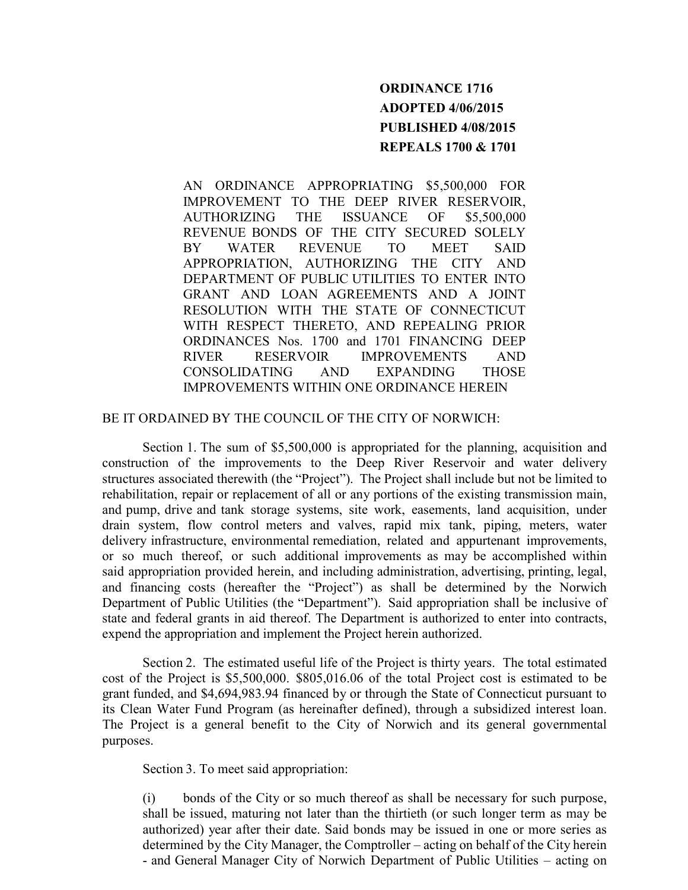**ORDINANCE 1716**
**ADOPTED 4/06/2015**
**PUBLISHED 4/08/2015**
**REPEALS 1700 & 1701**

AN ORDINANCE APPROPRIATING $5,500,000 FOR IMPROVEMENT TO THE DEEP RIVER RESERVOIR, AUTHORIZING THE ISSUANCE OF $5,500,000 REVENUE BONDS OF THE CITY SECURED SOLELY BY WATER REVENUE TO MEET SAID APPROPRIATION, AUTHORIZING THE CITY AND DEPARTMENT OF PUBLIC UTILITIES TO ENTER INTO GRANT AND LOAN AGREEMENTS AND A JOINT RESOLUTION WITH THE STATE OF CONNECTICUT WITH RESPECT THERETO, AND REPEALING PRIOR ORDINANCES Nos. 1700 and 1701 FINANCING DEEP RIVER RESERVOIR IMPROVEMENTS AND CONSOLIDATING AND EXPANDING THOSE IMPROVEMENTS WITHIN ONE ORDINANCE HEREIN

BE IT ORDAINED BY THE COUNCIL OF THE CITY OF NORWICH:

Section 1. The sum of $5,500,000 is appropriated for the planning, acquisition and construction of the improvements to the Deep River Reservoir and water delivery structures associated therewith (the "Project"). The Project shall include but not be limited to rehabilitation, repair or replacement of all or any portions of the existing transmission main, and pump, drive and tank storage systems, site work, easements, land acquisition, under drain system, flow control meters and valves, rapid mix tank, piping, meters, water delivery infrastructure, environmental remediation, related and appurtenant improvements, or so much thereof, or such additional improvements as may be accomplished within said appropriation provided herein, and including administration, advertising, printing, legal, and financing costs (hereafter the "Project") as shall be determined by the Norwich Department of Public Utilities (the "Department"). Said appropriation shall be inclusive of state and federal grants in aid thereof. The Department is authorized to enter into contracts, expend the appropriation and implement the Project herein authorized.

Section 2. The estimated useful life of the Project is thirty years. The total estimated cost of the Project is $5,500,000. $805,016.06 of the total Project cost is estimated to be grant funded, and $4,694,983.94 financed by or through the State of Connecticut pursuant to its Clean Water Fund Program (as hereinafter defined), through a subsidized interest loan. The Project is a general benefit to the City of Norwich and its general governmental purposes.

Section 3. To meet said appropriation:

(i) bonds of the City or so much thereof as shall be necessary for such purpose, shall be issued, maturing not later than the thirtieth (or such longer term as may be authorized) year after their date. Said bonds may be issued in one or more series as determined by the City Manager, the Comptroller – acting on behalf of the City herein - and General Manager City of Norwich Department of Public Utilities – acting on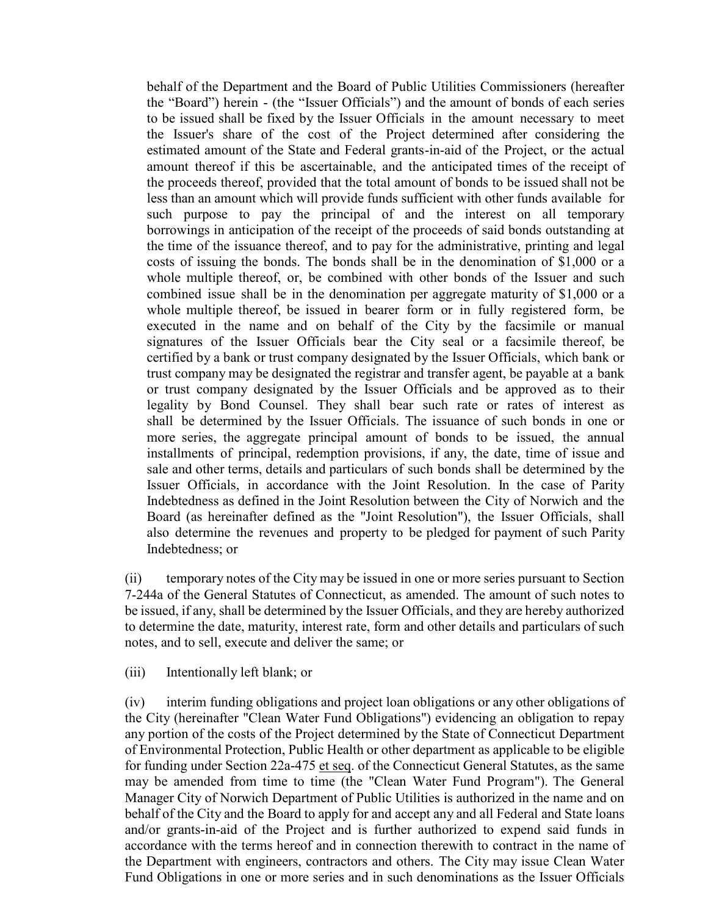behalf of the Department and the Board of Public Utilities Commissioners (hereafter the "Board") herein - (the "Issuer Officials") and the amount of bonds of each series to be issued shall be fixed by the Issuer Officials in the amount necessary to meet the Issuer's share of the cost of the Project determined after considering the estimated amount of the State and Federal grants-in-aid of the Project, or the actual amount thereof if this be ascertainable, and the anticipated times of the receipt of the proceeds thereof, provided that the total amount of bonds to be issued shall not be less than an amount which will provide funds sufficient with other funds available for such purpose to pay the principal of and the interest on all temporary borrowings in anticipation of the receipt of the proceeds of said bonds outstanding at the time of the issuance thereof, and to pay for the administrative, printing and legal costs of issuing the bonds. The bonds shall be in the denomination of $1,000 or a whole multiple thereof, or, be combined with other bonds of the Issuer and such combined issue shall be in the denomination per aggregate maturity of $1,000 or a whole multiple thereof, be issued in bearer form or in fully registered form, be executed in the name and on behalf of the City by the facsimile or manual signatures of the Issuer Officials bear the City seal or a facsimile thereof, be certified by a bank or trust company designated by the Issuer Officials, which bank or trust company may be designated the registrar and transfer agent, be payable at a bank or trust company designated by the Issuer Officials and be approved as to their legality by Bond Counsel. They shall bear such rate or rates of interest as shall be determined by the Issuer Officials. The issuance of such bonds in one or more series, the aggregate principal amount of bonds to be issued, the annual installments of principal, redemption provisions, if any, the date, time of issue and sale and other terms, details and particulars of such bonds shall be determined by the Issuer Officials, in accordance with the Joint Resolution. In the case of Parity Indebtedness as defined in the Joint Resolution between the City of Norwich and the Board (as hereinafter defined as the "Joint Resolution"), the Issuer Officials, shall also determine the revenues and property to be pledged for payment of such Parity Indebtedness; or

(ii) temporary notes of the City may be issued in one or more series pursuant to Section 7-244a of the General Statutes of Connecticut, as amended. The amount of such notes to be issued, if any, shall be determined by the Issuer Officials, and they are hereby authorized to determine the date, maturity, interest rate, form and other details and particulars of such notes, and to sell, execute and deliver the same; or

(iii) Intentionally left blank; or

(iv) interim funding obligations and project loan obligations or any other obligations of the City (hereinafter "Clean Water Fund Obligations") evidencing an obligation to repay any portion of the costs of the Project determined by the State of Connecticut Department of Environmental Protection, Public Health or other department as applicable to be eligible for funding under Section 22a-475 et seq. of the Connecticut General Statutes, as the same may be amended from time to time (the "Clean Water Fund Program"). The General Manager City of Norwich Department of Public Utilities is authorized in the name and on behalf of the City and the Board to apply for and accept any and all Federal and State loans and/or grants-in-aid of the Project and is further authorized to expend said funds in accordance with the terms hereof and in connection therewith to contract in the name of the Department with engineers, contractors and others. The City may issue Clean Water Fund Obligations in one or more series and in such denominations as the Issuer Officials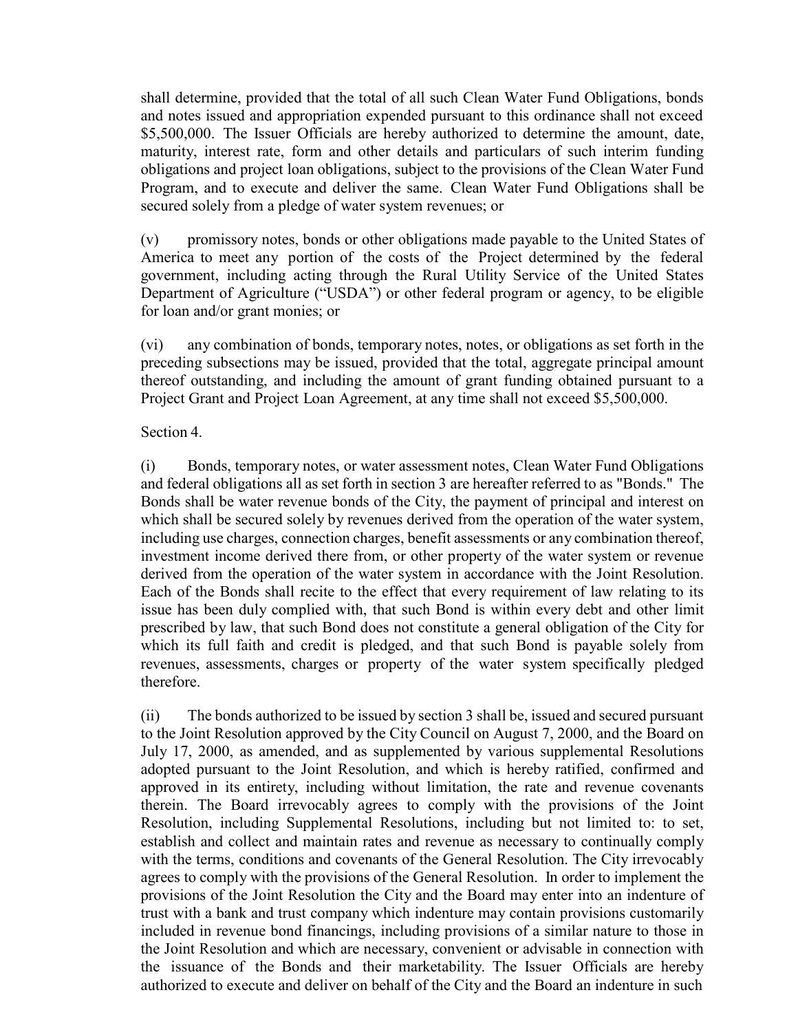shall determine, provided that the total of all such Clean Water Fund Obligations, bonds and notes issued and appropriation expended pursuant to this ordinance shall not exceed $5,500,000. The Issuer Officials are hereby authorized to determine the amount, date, maturity, interest rate, form and other details and particulars of such interim funding obligations and project loan obligations, subject to the provisions of the Clean Water Fund Program, and to execute and deliver the same. Clean Water Fund Obligations shall be secured solely from a pledge of water system revenues; or

(v) promissory notes, bonds or other obligations made payable to the United States of America to meet any portion of the costs of the Project determined by the federal government, including acting through the Rural Utility Service of the United States Department of Agriculture ("USDA") or other federal program or agency, to be eligible for loan and/or grant monies; or

(vi) any combination of bonds, temporary notes, notes, or obligations as set forth in the preceding subsections may be issued, provided that the total, aggregate principal amount thereof outstanding, and including the amount of grant funding obtained pursuant to a Project Grant and Project Loan Agreement, at any time shall not exceed $5,500,000.

Section 4.

(i) Bonds, temporary notes, or water assessment notes, Clean Water Fund Obligations and federal obligations all as set forth in section 3 are hereafter referred to as "Bonds." The Bonds shall be water revenue bonds of the City, the payment of principal and interest on which shall be secured solely by revenues derived from the operation of the water system, including use charges, connection charges, benefit assessments or any combination thereof, investment income derived there from, or other property of the water system or revenue derived from the operation of the water system in accordance with the Joint Resolution. Each of the Bonds shall recite to the effect that every requirement of law relating to its issue has been duly complied with, that such Bond is within every debt and other limit prescribed by law, that such Bond does not constitute a general obligation of the City for which its full faith and credit is pledged, and that such Bond is payable solely from revenues, assessments, charges or property of the water system specifically pledged therefore.

(ii) The bonds authorized to be issued by section 3 shall be, issued and secured pursuant to the Joint Resolution approved by the City Council on August 7, 2000, and the Board on July 17, 2000, as amended, and as supplemented by various supplemental Resolutions adopted pursuant to the Joint Resolution, and which is hereby ratified, confirmed and approved in its entirety, including without limitation, the rate and revenue covenants therein. The Board irrevocably agrees to comply with the provisions of the Joint Resolution, including Supplemental Resolutions, including but not limited to: to set, establish and collect and maintain rates and revenue as necessary to continually comply with the terms, conditions and covenants of the General Resolution. The City irrevocably agrees to comply with the provisions of the General Resolution. In order to implement the provisions of the Joint Resolution the City and the Board may enter into an indenture of trust with a bank and trust company which indenture may contain provisions customarily included in revenue bond financings, including provisions of a similar nature to those in the Joint Resolution and which are necessary, convenient or advisable in connection with the issuance of the Bonds and their marketability. The Issuer Officials are hereby authorized to execute and deliver on behalf of the City and the Board an indenture in such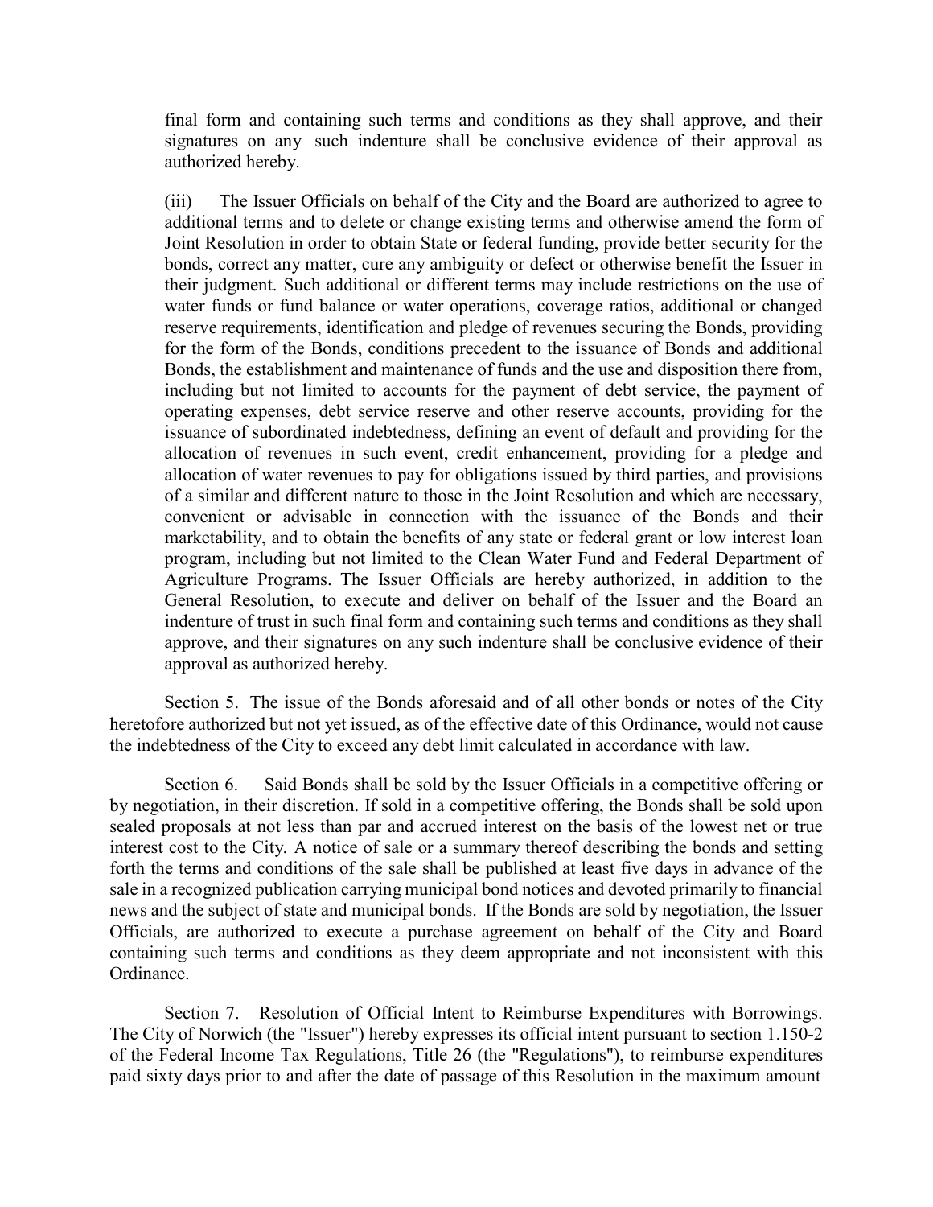final form and containing such terms and conditions as they shall approve, and their signatures on any such indenture shall be conclusive evidence of their approval as authorized hereby.

(iii) The Issuer Officials on behalf of the City and the Board are authorized to agree to additional terms and to delete or change existing terms and otherwise amend the form of Joint Resolution in order to obtain State or federal funding, provide better security for the bonds, correct any matter, cure any ambiguity or defect or otherwise benefit the Issuer in their judgment. Such additional or different terms may include restrictions on the use of water funds or fund balance or water operations, coverage ratios, additional or changed reserve requirements, identification and pledge of revenues securing the Bonds, providing for the form of the Bonds, conditions precedent to the issuance of Bonds and additional Bonds, the establishment and maintenance of funds and the use and disposition there from, including but not limited to accounts for the payment of debt service, the payment of operating expenses, debt service reserve and other reserve accounts, providing for the issuance of subordinated indebtedness, defining an event of default and providing for the allocation of revenues in such event, credit enhancement, providing for a pledge and allocation of water revenues to pay for obligations issued by third parties, and provisions of a similar and different nature to those in the Joint Resolution and which are necessary, convenient or advisable in connection with the issuance of the Bonds and their marketability, and to obtain the benefits of any state or federal grant or low interest loan program, including but not limited to the Clean Water Fund and Federal Department of Agriculture Programs. The Issuer Officials are hereby authorized, in addition to the General Resolution, to execute and deliver on behalf of the Issuer and the Board an indenture of trust in such final form and containing such terms and conditions as they shall approve, and their signatures on any such indenture shall be conclusive evidence of their approval as authorized hereby.

Section 5. The issue of the Bonds aforesaid and of all other bonds or notes of the City heretofore authorized but not yet issued, as of the effective date of this Ordinance, would not cause the indebtedness of the City to exceed any debt limit calculated in accordance with law.

Section 6. Said Bonds shall be sold by the Issuer Officials in a competitive offering or by negotiation, in their discretion. If sold in a competitive offering, the Bonds shall be sold upon sealed proposals at not less than par and accrued interest on the basis of the lowest net or true interest cost to the City. A notice of sale or a summary thereof describing the bonds and setting forth the terms and conditions of the sale shall be published at least five days in advance of the sale in a recognized publication carrying municipal bond notices and devoted primarily to financial news and the subject of state and municipal bonds. If the Bonds are sold by negotiation, the Issuer Officials, are authorized to execute a purchase agreement on behalf of the City and Board containing such terms and conditions as they deem appropriate and not inconsistent with this Ordinance.

Section 7. Resolution of Official Intent to Reimburse Expenditures with Borrowings. The City of Norwich (the "Issuer") hereby expresses its official intent pursuant to section 1.150-2 of the Federal Income Tax Regulations, Title 26 (the "Regulations"), to reimburse expenditures paid sixty days prior to and after the date of passage of this Resolution in the maximum amount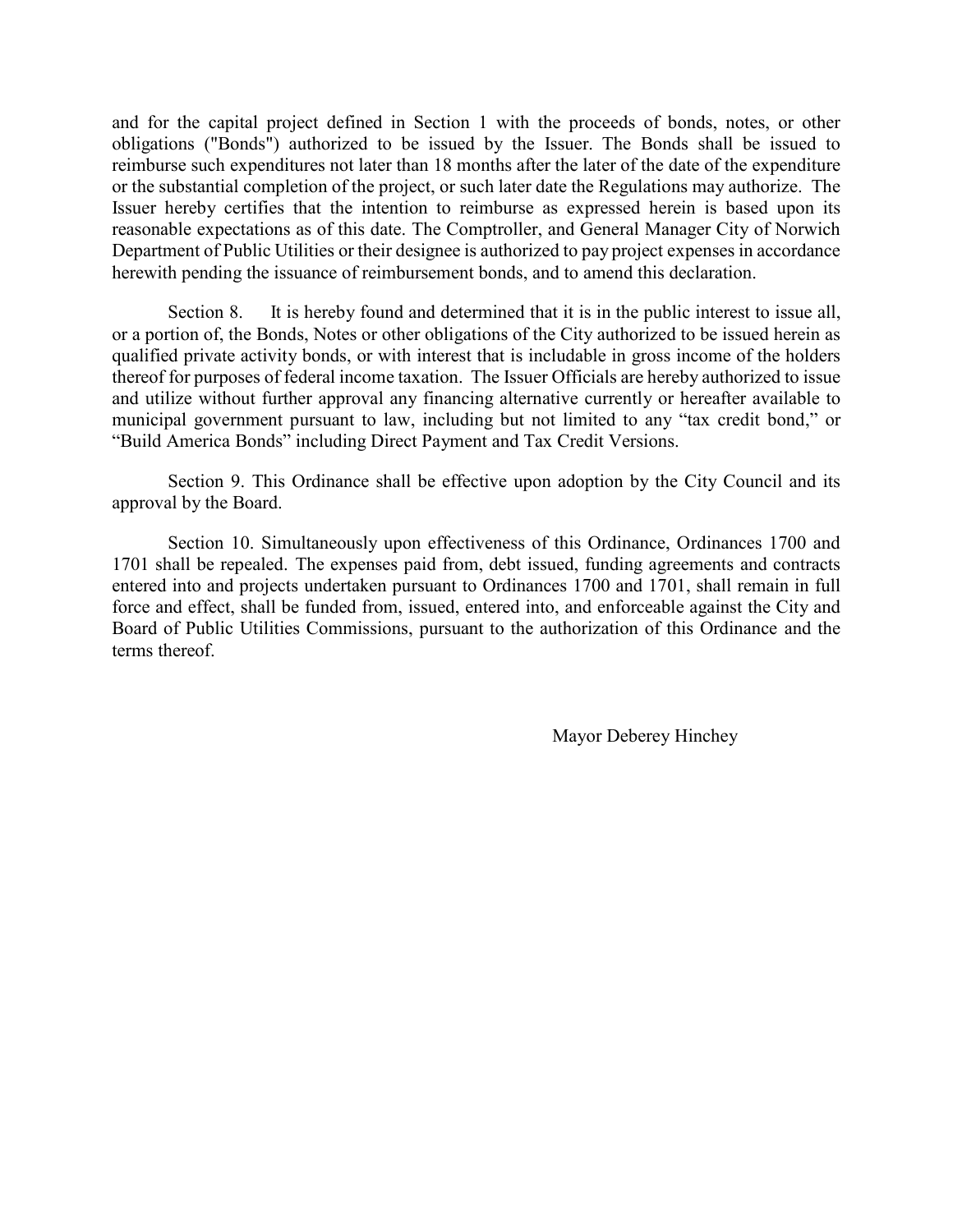and for the capital project defined in Section 1 with the proceeds of bonds, notes, or other obligations ("Bonds") authorized to be issued by the Issuer. The Bonds shall be issued to reimburse such expenditures not later than 18 months after the later of the date of the expenditure or the substantial completion of the project, or such later date the Regulations may authorize. The Issuer hereby certifies that the intention to reimburse as expressed herein is based upon its reasonable expectations as of this date. The Comptroller, and General Manager City of Norwich Department of Public Utilities or their designee is authorized to pay project expenses in accordance herewith pending the issuance of reimbursement bonds, and to amend this declaration.

Section 8. It is hereby found and determined that it is in the public interest to issue all, or a portion of, the Bonds, Notes or other obligations of the City authorized to be issued herein as qualified private activity bonds, or with interest that is includable in gross income of the holders thereof for purposes of federal income taxation. The Issuer Officials are hereby authorized to issue and utilize without further approval any financing alternative currently or hereafter available to municipal government pursuant to law, including but not limited to any "tax credit bond," or "Build America Bonds" including Direct Payment and Tax Credit Versions.

Section 9. This Ordinance shall be effective upon adoption by the City Council and its approval by the Board.

Section 10. Simultaneously upon effectiveness of this Ordinance, Ordinances 1700 and 1701 shall be repealed. The expenses paid from, debt issued, funding agreements and contracts entered into and projects undertaken pursuant to Ordinances 1700 and 1701, shall remain in full force and effect, shall be funded from, issued, entered into, and enforceable against the City and Board of Public Utilities Commissions, pursuant to the authorization of this Ordinance and the terms thereof.

Mayor Deberey Hinchey